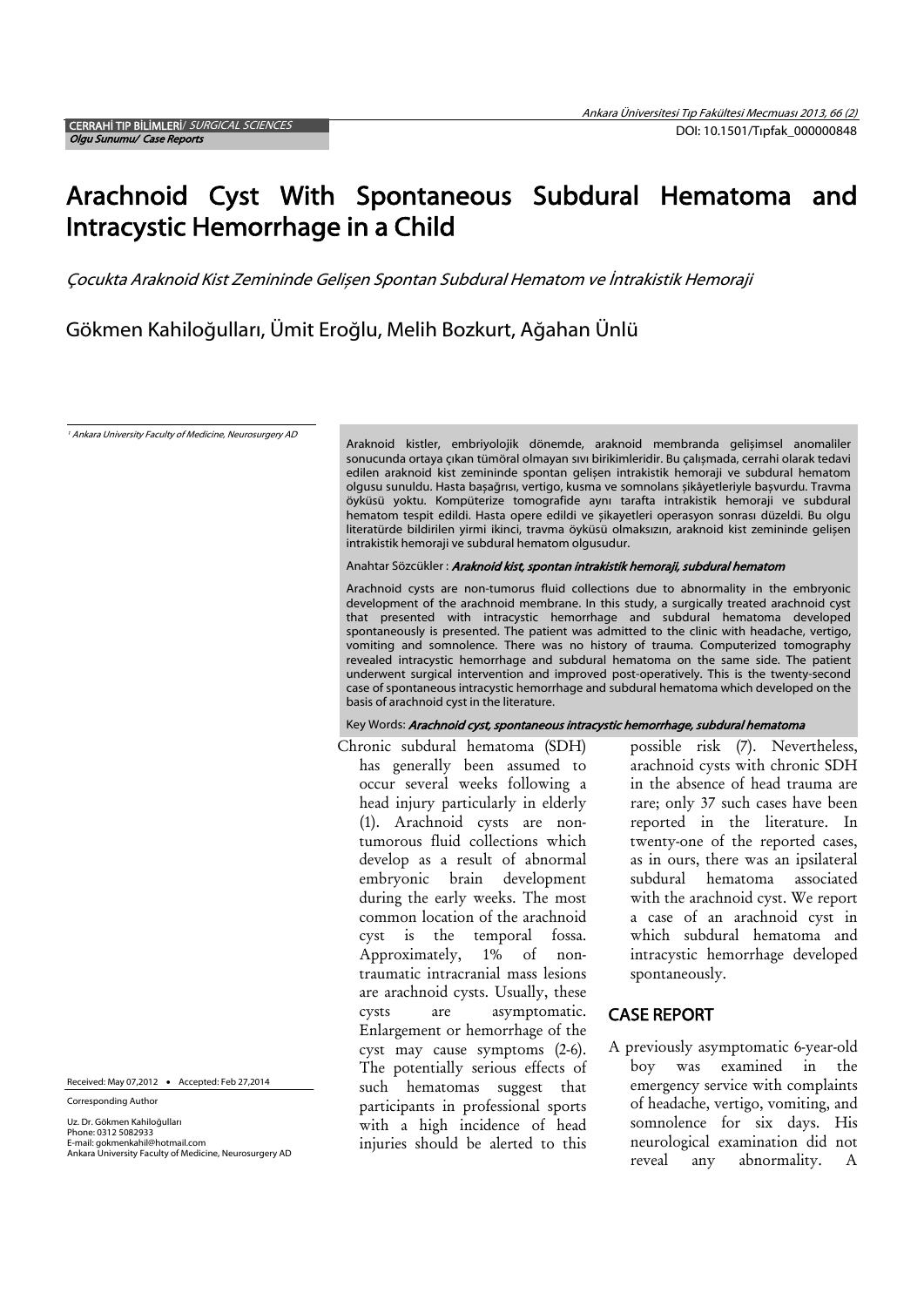CERRAHİ TIP BİLİMLERİ/ *SURGICAL SCIENCES*
*Olgu Sunumu/ Case Reports*

DOI: 10.1501/Tıpfak_000000848

# Arachnoid Cyst With Spontaneous Subdural Hematoma and Intracystic Hemorrhage in a Child

*Çocukta Araknoid Kist Zemininde Gelişen Spontan Subdural Hematom ve İntrakistik Hemoraji*

Gökmen Kahiloğulları, Ümit Eroğlu, Melih Bozkurt, Ağahan Ünlü

[1] *Ankara University Faculty of Medicine, Neurosurgery AD*

Araknoid kistler, embriyolojik dönemde, araknoid membranda gelişimsel anomaliler sonucunda ortaya çıkan tümöral olmayan sıvı birikimleridir. Bu çalışmada, cerrahi olarak tedavi edilen araknoid kist zemininde spontan gelişen intrakistik hemoraji ve subdural hematom olgusu sunuldu. Hasta başağrısı, vertigo, kusma ve somnolans şikâyetleriyle başvurdu. Travma öyküsü yoktu. Kompüterize tomografide aynı tarafta intrakistik hemoraji ve subdural hematom tespit edildi. Hasta opere edildi ve şikayetleri operasyon sonrası düzeldi. Bu olgu literatürde bildirilen yirmi ikinci, travma öyküsü olmaksızın, araknoid kist zemininde gelişen intrakistik hemoraji ve subdural hematom olgusudur.

Anahtar Sözcükler : ***Araknoid kist, spontan intrakistik hemoraji, subdural hematom***

Arachnoid cysts are non-tumorous fluid collections due to abnormality in the embryonic development of the arachnoid membrane. In this study, a surgically treated arachnoid cyst that presented with intracystic hemorrhage and subdural hematoma developed spontaneously is presented. The patient was admitted to the clinic with headache, vertigo, vomiting and somnolence. There was no history of trauma. Computerized tomography revealed intracystic hemorrhage and subdural hematoma on the same side. The patient underwent surgical intervention and improved post-operatively. This is the twenty-second case of spontaneous intracystic hemorrhage and subdural hematoma which developed on the basis of arachnoid cyst in the literature.

Key Words: ***Arachnoid cyst, spontaneous intracystic hemorrhage, subdural hematoma***

Chronic subdural hematoma (SDH) has generally been assumed to occur several weeks following a head injury particularly in elderly (1). Arachnoid cysts are non-tumorous fluid collections which develop as a result of abnormal embryonic brain development during the early weeks. The most common location of the arachnoid cyst is the temporal fossa. Approximately, 1% of non-traumatic intracranial mass lesions are arachnoid cysts. Usually, these cysts are asymptomatic. Enlargement or hemorrhage of the cyst may cause symptoms (2-6). The potentially serious effects of such hematomas suggest that participants in professional sports with a high incidence of head injuries should be alerted to this possible risk (7). Nevertheless, arachnoid cysts with chronic SDH in the absence of head trauma are rare; only 37 such cases have been reported in the literature. In twenty-one of the reported cases, as in ours, there was an ipsilateral subdural hematoma associated with the arachnoid cyst. We report a case of an arachnoid cyst in which subdural hematoma and intracystic hemorrhage developed spontaneously.

## CASE REPORT

A previously asymptomatic 6-year-old boy was examined in the emergency service with complaints of headache, vertigo, vomiting, and somnolence for six days. His neurological examination did not reveal any abnormality. A

Received: May 07,2012 • Accepted: Feb 27,2014

Corresponding Author

Uz. Dr. Gökmen Kahiloğulları
Phone: 0312 5082933
E-mail: gokmenkahil@hotmail.com
Ankara University Faculty of Medicine, Neurosurgery AD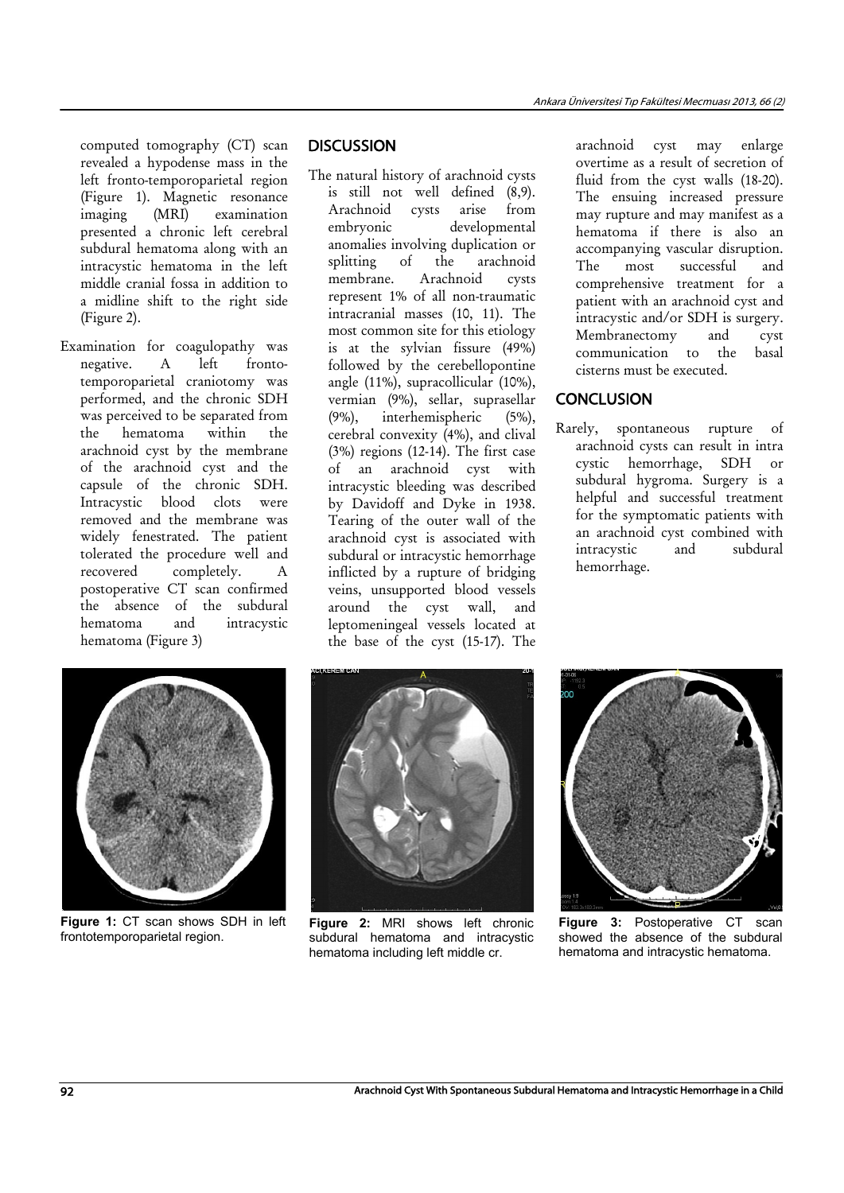computed tomography (CT) scan revealed a hypodense mass in the left fronto-temporoparietal region (Figure 1). Magnetic resonance imaging (MRI) examination presented a chronic left cerebral subdural hematoma along with an intracystic hematoma in the left middle cranial fossa in addition to a midline shift to the right side (Figure 2).

Examination for coagulopathy was negative. A left fronto-temporoparietal craniotomy was performed, and the chronic SDH was perceived to be separated from the hematoma within the arachnoid cyst by the membrane of the arachnoid cyst and the capsule of the chronic SDH. Intracystic blood clots were removed and the membrane was widely fenestrated. The patient tolerated the procedure well and recovered completely. A postoperative CT scan confirmed the absence of the subdural hematoma and intracystic hematoma (Figure 3)

## DISCUSSION

The natural history of arachnoid cysts is still not well defined (8,9). Arachnoid cysts arise from embryonic developmental anomalies involving duplication or splitting of the arachnoid membrane. Arachnoid cysts represent 1% of all non-traumatic intracranial masses (10, 11). The most common site for this etiology is at the sylvian fissure (49%) followed by the cerebellopontine angle (11%), supracollicular (10%), vermian (9%), sellar, suprasellar (9%), interhemispheric (5%), cerebral convexity (4%), and clival (3%) regions (12-14). The first case of an arachnoid cyst with intracystic bleeding was described by Davidoff and Dyke in 1938. Tearing of the outer wall of the arachnoid cyst is associated with subdural or intracystic hemorrhage inflicted by a rupture of bridging veins, unsupported blood vessels around the cyst wall, and leptomeningeal vessels located at the base of the cyst (15-17). The arachnoid cyst may enlarge overtime as a result of secretion of fluid from the cyst walls (18-20). The ensuing increased pressure may rupture and may manifest as a hematoma if there is also an accompanying vascular disruption. The most successful and comprehensive treatment for a patient with an arachnoid cyst and intracystic and/or SDH is surgery. Membranectomy and cyst communication to the basal cisterns must be executed.

## CONCLUSION

Rarely, spontaneous rupture of arachnoid cysts can result in intra cystic hemorrhage, SDH or subdural hygroma. Surgery is a helpful and successful treatment for the symptomatic patients with an arachnoid cyst combined with intracystic and subdural hemorrhage.

**Figure 1:** CT scan shows SDH in left frontotemporoparietal region.

**Figure 2:** MRI shows left chronic subdural hematoma and intracystic hematoma including left middle cr.

**Figure 3:** Postoperative CT scan showed the absence of the subdural hematoma and intracystic hematoma.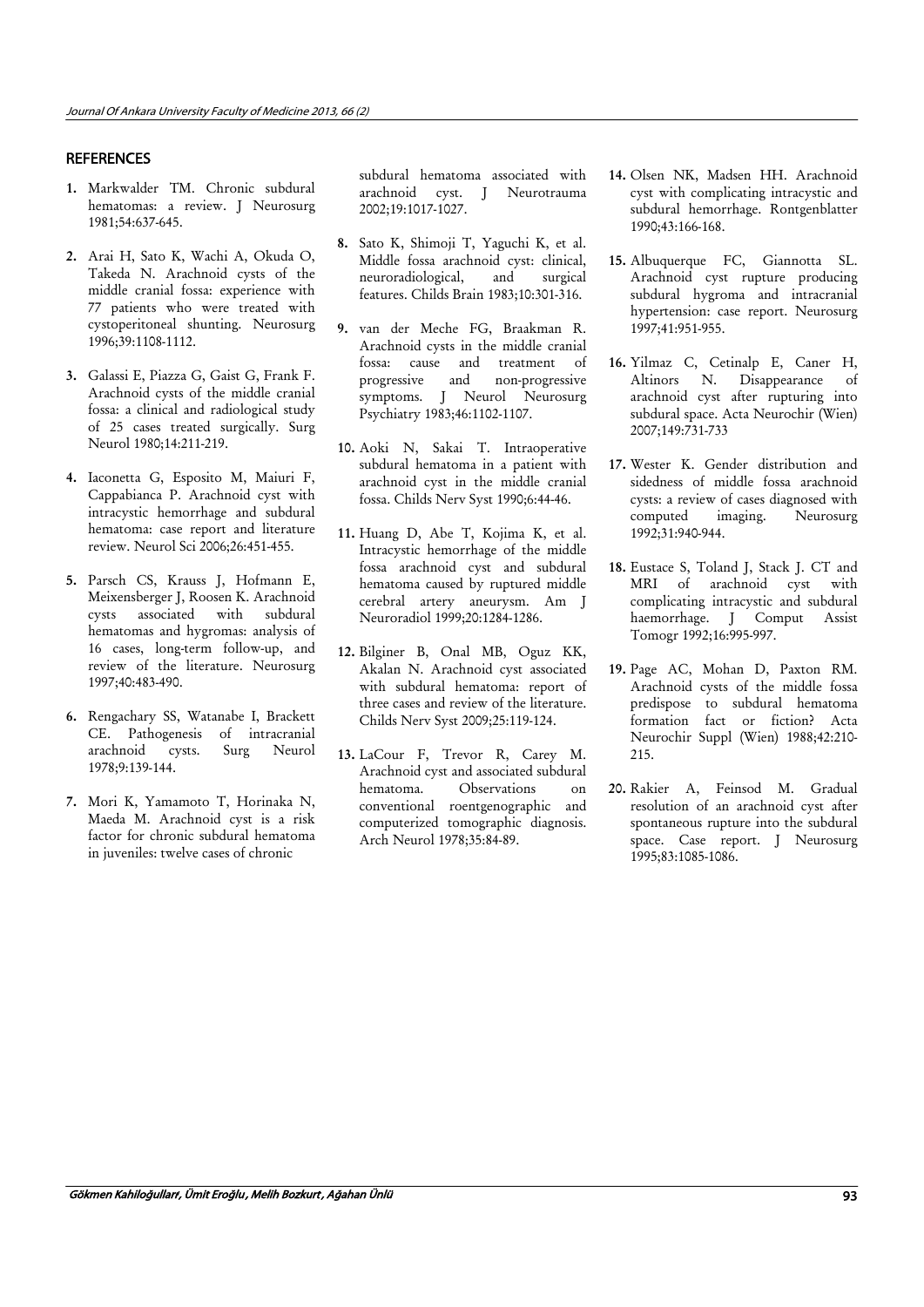## REFERENCES

1. Markwalder TM. Chronic subdural hematomas: a review. J Neurosurg 1981;54:637-645.
2. Arai H, Sato K, Wachi A, Okuda O, Takeda N. Arachnoid cysts of the middle cranial fossa: experience with 77 patients who were treated with cystoperitoneal shunting. Neurosurg 1996;39:1108-1112.
3. Galassi E, Piazza G, Gaist G, Frank F. Arachnoid cysts of the middle cranial fossa: a clinical and radiological study of 25 cases treated surgically. Surg Neurol 1980;14:211-219.
4. Iaconetta G, Esposito M, Maiuri F, Cappabianca P. Arachnoid cyst with intracystic hemorrhage and subdural hematoma: case report and literature review. Neurol Sci 2006;26:451-455.
5. Parsch CS, Krauss J, Hofmann E, Meixensberger J, Roosen K. Arachnoid cysts associated with subdural hematomas and hygromas: analysis of 16 cases, long-term follow-up, and review of the literature. Neurosurg 1997;40:483-490.
6. Rengachary SS, Watanabe I, Brackett CE. Pathogenesis of intracranial arachnoid cysts. Surg Neurol 1978;9:139-144.
7. Mori K, Yamamoto T, Horinaka N, Maeda M. Arachnoid cyst is a risk factor for chronic subdural hematoma in juveniles: twelve cases of chronic subdural hematoma associated with arachnoid cyst. J Neurotrauma 2002;19:1017-1027.
8. Sato K, Shimoji T, Yaguchi K, et al. Middle fossa arachnoid cyst: clinical, neuroradiological, and surgical features. Childs Brain 1983;10:301-316.
9. van der Meche FG, Braakman R. Arachnoid cysts in the middle cranial fossa: cause and treatment of progressive and non-progressive symptoms. J Neurol Neurosurg Psychiatry 1983;46:1102-1107.
10. Aoki N, Sakai T. Intraoperative subdural hematoma in a patient with arachnoid cyst in the middle cranial fossa. Childs Nerv Syst 1990;6:44-46.
11. Huang D, Abe T, Kojima K, et al. Intracystic hemorrhage of the middle fossa arachnoid cyst and subdural hematoma caused by ruptured middle cerebral artery aneurysm. Am J Neuroradiol 1999;20:1284-1286.
12. Bilginer B, Onal MB, Oguz KK, Akalan N. Arachnoid cyst associated with subdural hematoma: report of three cases and review of the literature. Childs Nerv Syst 2009;25:119-124.
13. LaCour F, Trevor R, Carey M. Arachnoid cyst and associated subdural hematoma. Observations on conventional roentgenographic and computerized tomographic diagnosis. Arch Neurol 1978;35:84-89.
14. Olsen NK, Madsen HH. Arachnoid cyst with complicating intracystic and subdural hemorrhage. Rontgenblatter 1990;43:166-168.
15. Albuquerque FC, Giannotta SL. Arachnoid cyst rupture producing subdural hygroma and intracranial hypertension: case report. Neurosurg 1997;41:951-955.
16. Yilmaz C, Cetinalp E, Caner H, Altinors N. Disappearance of arachnoid cyst after rupturing into subdural space. Acta Neurochir (Wien) 2007;149:731-733
17. Wester K. Gender distribution and sidedness of middle fossa arachnoid cysts: a review of cases diagnosed with computed imaging. Neurosurg 1992;31:940-944.
18. Eustace S, Toland J, Stack J. CT and MRI of arachnoid cyst with complicating intracystic and subdural haemorrhage. J Comput Assist Tomogr 1992;16:995-997.
19. Page AC, Mohan D, Paxton RM. Arachnoid cysts of the middle fossa predispose to subdural hematoma formation fact or fiction? Acta Neurochir Suppl (Wien) 1988;42:210-215.
20. Rakier A, Feinsod M. Gradual resolution of an arachnoid cyst after spontaneous rupture into the subdural space. Case report. J Neurosurg 1995;83:1085-1086.